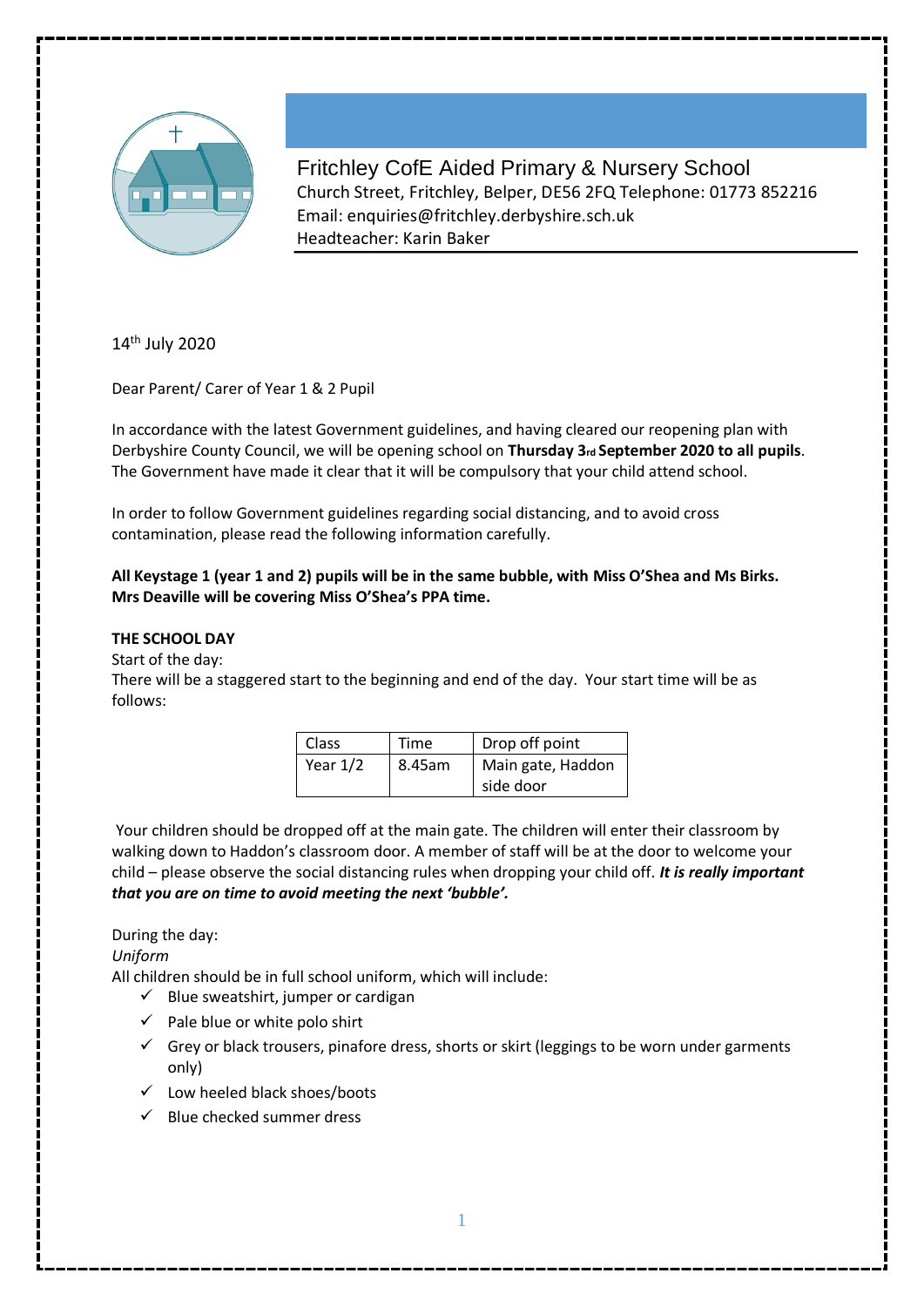Fritchley CofE Aided Primary & Nursery School
Church Street, Fritchley, Belper, DE56 2FQ Telephone: 01773 852216
Email: enquiries@fritchley.derbyshire.sch.uk
Headteacher: Karin Baker

14th July 2020

Dear Parent/ Carer of Year 1 & 2 Pupil

In accordance with the latest Government guidelines, and having cleared our reopening plan with Derbyshire County Council, we will be opening school on **Thursday 3rd September 2020 to all pupils**. The Government have made it clear that it will be compulsory that your child attend school.

In order to follow Government guidelines regarding social distancing, and to avoid cross contamination, please read the following information carefully.

**All Keystage 1 (year 1 and 2) pupils will be in the same bubble, with Miss O'Shea and Ms Birks. Mrs Deaville will be covering Miss O'Shea's PPA time.**

**THE SCHOOL DAY**

Start of the day:

There will be a staggered start to the beginning and end of the day. Your start time will be as follows:

| Class | Time | Drop off point |
|---|---|---|
| Year 1/2 | 8.45am | Main gate, Haddon side door |

Your children should be dropped off at the main gate. The children will enter their classroom by walking down to Haddon's classroom door. A member of staff will be at the door to welcome your child – please observe the social distancing rules when dropping your child off. ***It is really important that you are on time to avoid meeting the next 'bubble'.***

During the day:

*Uniform*

All children should be in full school uniform, which will include:

- ✓ Blue sweatshirt, jumper or cardigan
- ✓ Pale blue or white polo shirt
- ✓ Grey or black trousers, pinafore dress, shorts or skirt (leggings to be worn under garments only)
- ✓ Low heeled black shoes/boots
- ✓ Blue checked summer dress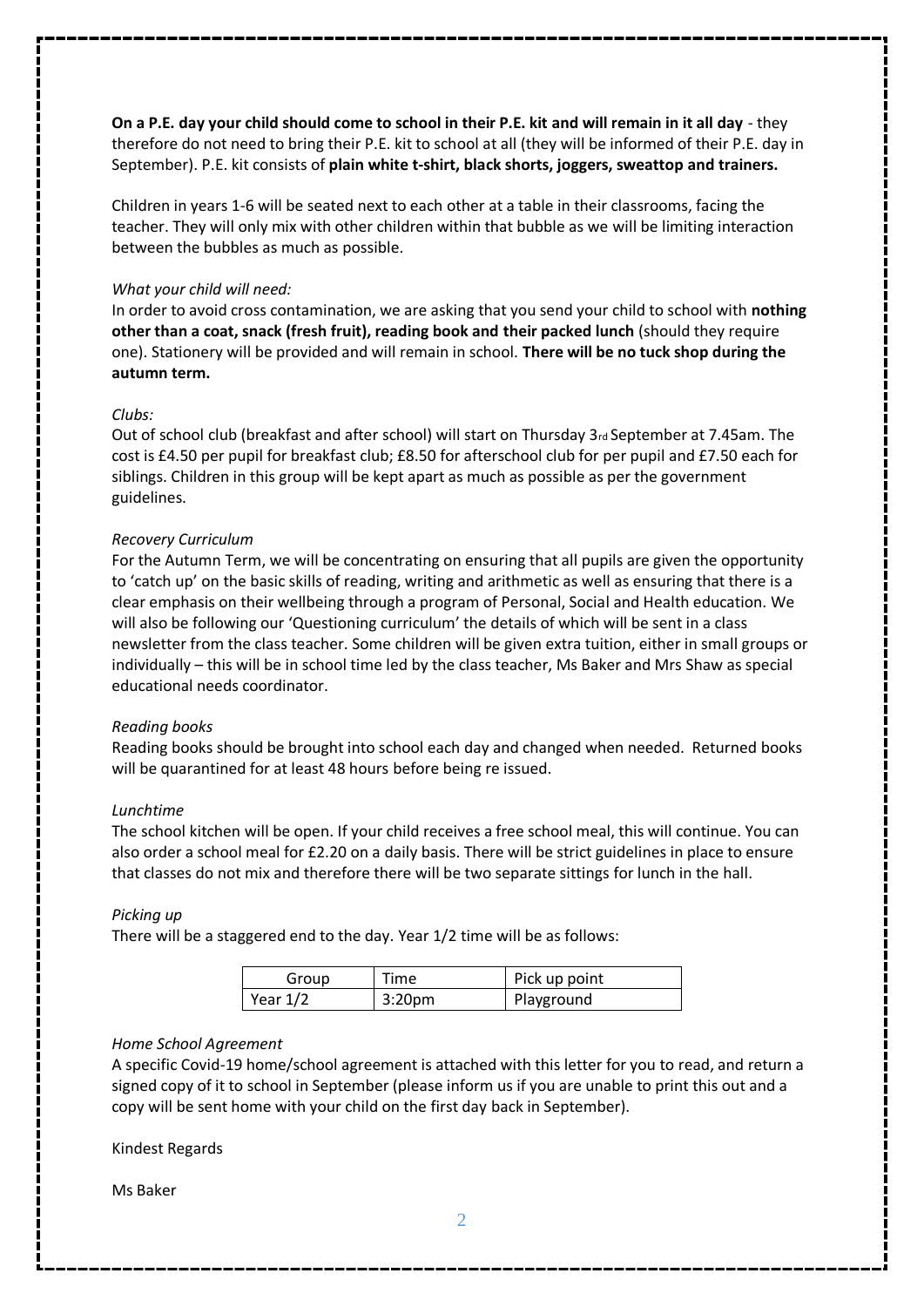**On a P.E. day your child should come to school in their P.E. kit and will remain in it all day** - they therefore do not need to bring their P.E. kit to school at all (they will be informed of their P.E. day in September). P.E. kit consists of **plain white t-shirt, black shorts, joggers, sweattop and trainers.**

Children in years 1-6 will be seated next to each other at a table in their classrooms, facing the teacher. They will only mix with other children within that bubble as we will be limiting interaction between the bubbles as much as possible.

*What your child will need:*

In order to avoid cross contamination, we are asking that you send your child to school with **nothing other than a coat, snack (fresh fruit), reading book and their packed lunch** (should they require one). Stationery will be provided and will remain in school. **There will be no tuck shop during the autumn term.**

*Clubs:*

Out of school club (breakfast and after school) will start on Thursday 3rd September at 7.45am. The cost is £4.50 per pupil for breakfast club; £8.50 for afterschool club for per pupil and £7.50 each for siblings. Children in this group will be kept apart as much as possible as per the government guidelines.

*Recovery Curriculum*

For the Autumn Term, we will be concentrating on ensuring that all pupils are given the opportunity to 'catch up' on the basic skills of reading, writing and arithmetic as well as ensuring that there is a clear emphasis on their wellbeing through a program of Personal, Social and Health education. We will also be following our 'Questioning curriculum' the details of which will be sent in a class newsletter from the class teacher. Some children will be given extra tuition, either in small groups or individually – this will be in school time led by the class teacher, Ms Baker and Mrs Shaw as special educational needs coordinator.

*Reading books*

Reading books should be brought into school each day and changed when needed. Returned books will be quarantined for at least 48 hours before being re issued.

*Lunchtime*

The school kitchen will be open. If your child receives a free school meal, this will continue. You can also order a school meal for £2.20 on a daily basis. There will be strict guidelines in place to ensure that classes do not mix and therefore there will be two separate sittings for lunch in the hall.

*Picking up*

There will be a staggered end to the day. Year 1/2 time will be as follows:

| Group | Time | Pick up point |
|---|---|---|
| Year 1/2 | 3:20pm | Playground |

*Home School Agreement*

A specific Covid-19 home/school agreement is attached with this letter for you to read, and return a signed copy of it to school in September (please inform us if you are unable to print this out and a copy will be sent home with your child on the first day back in September).

Kindest Regards

Ms Baker